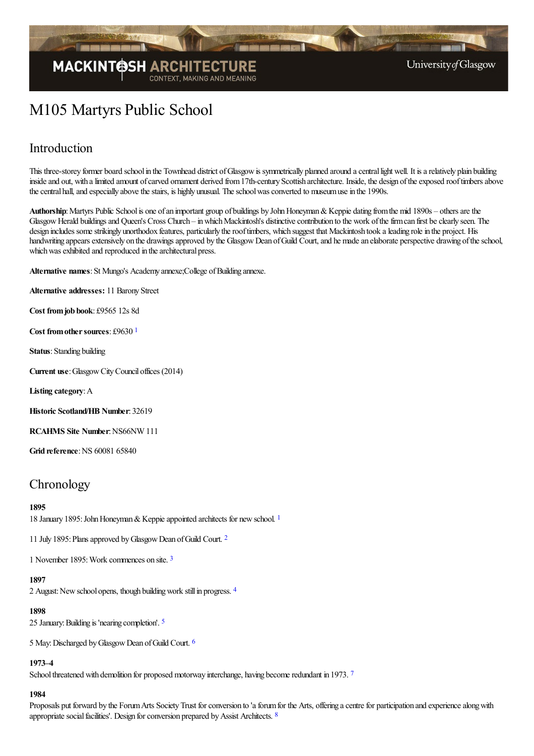# M105 Martyrs Public School

## Introduction

This three-storey former board school in the Townhead district of Glasgow is symmetrically planned around a central light well. It is a relatively plain building inside and out, with a limited amount of carved ornament derived from 17th-century Scottish architecture. Inside, the design of the exposed roof timbers above the central hall, and especially above the stairs, is highly unusual. The school was converted to museum use in the 1990s.

**Authorship**: Martyrs Public School is one of an important group of buildings by John Honeyman & Keppie dating from the mid 1890s – others are the Glasgow Herald buildings and Queen's Cross Church – in which Mackintosh's distinctive contribution to the work of the firm can first be clearly seen. The design includes some strikingly unorthodox features, particularly the roof timbers, which suggest that Mackintosh took a leading role in the project. His handwriting appears extensively on the drawings approved by the Glasgow Dean of Guild Court, and he made an elaborate perspective drawing of the school, which was exhibited and reproduced in the architectural press.

**Alternative names**: St Mungo's Academy annexe;College of Building annexe.

**Alternative addresses:** 11 Barony Street

**Cost from job book**: £9565 12s 8d

**Cost from other sources**: £9630 [1]

**Status**: Standing building

**Current use**: Glasgow City Council offices (2014)

**Listing category**: A

**Historic Scotland/HB Number**: 32619

**RCAHMS Site Number**: NS66NW 111

**Grid reference**: NS 60081 65840

## Chronology

**1895**

18 January 1895: John Honeyman & Keppie appointed architects for new school. [1]

11 July 1895: Plans approved by Glasgow Dean of Guild Court. [2]

1 November 1895: Work commences on site. [3]

**1897**

2 August: New school opens, though building work still in progress. [4]

**1898**

25 January: Building is 'nearing completion'. [5]

5 May: Discharged by Glasgow Dean of Guild Court. [6]

**1973–4**

School threatened with demolition for proposed motorway interchange, having become redundant in 1973. [7]

**1984**

Proposals put forward by the Forum Arts Society Trust for conversion to 'a forum for the Arts, offering a centre for participation and experience along with appropriate social facilities'. Design for conversion prepared by Assist Architects. [8]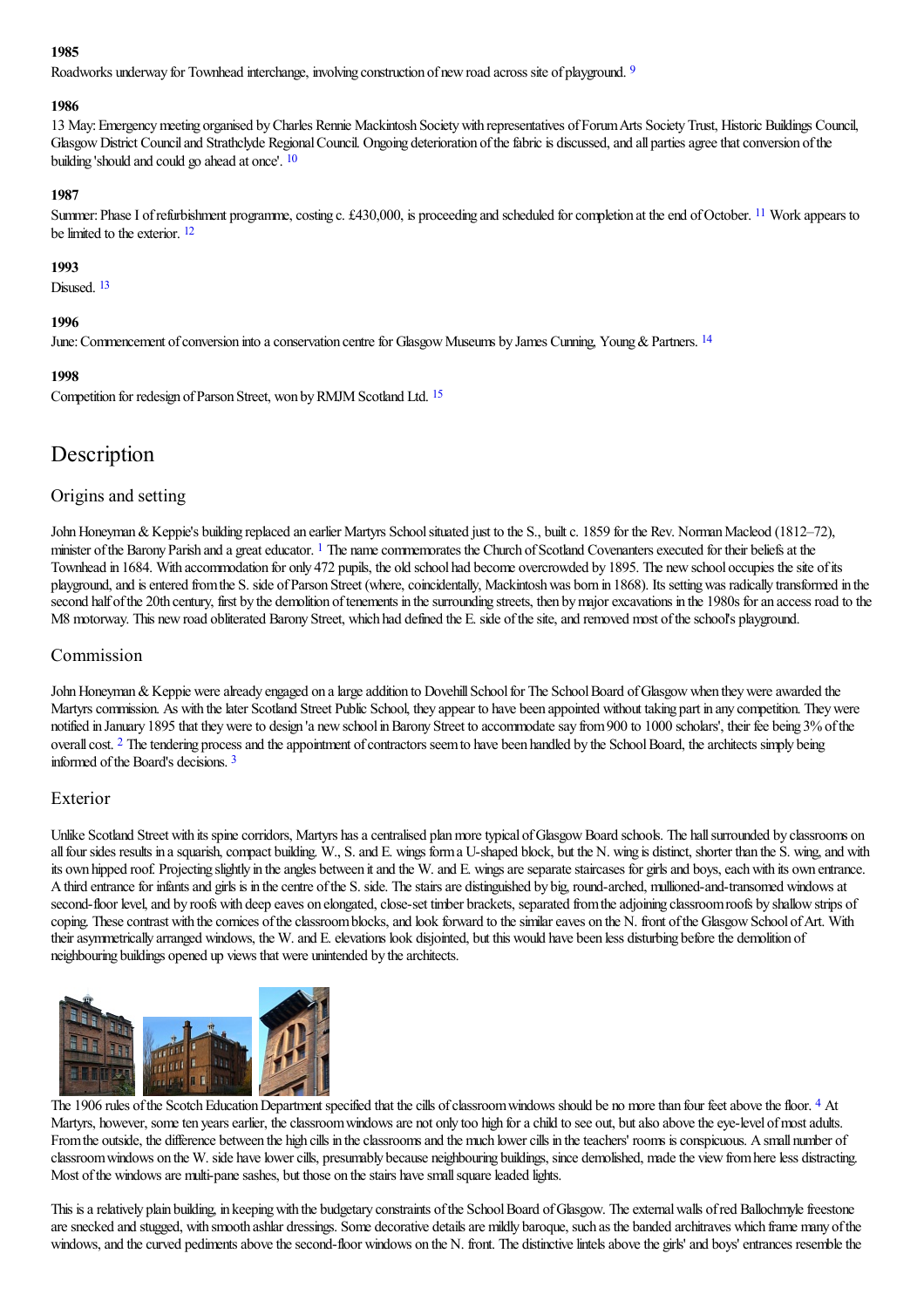### 1985

Roadworks underway for Townhead interchange, involving construction of new road across site of playground. [9]

### 1986

13 May: Emergency meeting organised by Charles Rennie Mackintosh Society with representatives of Forum Arts Society Trust, Historic Buildings Council, Glasgow District Council and Strathclyde Regional Council. Ongoing deterioration of the fabric is discussed, and all parties agree that conversion of the building 'should and could go ahead at once'. [10]

### 1987

Summer: Phase I of refurbishment programme, costing c. £430,000, is proceeding and scheduled for completion at the end of October. [11] Work appears to be limited to the exterior. [12]

### 1993

Disused. [13]

### 1996

June: Commencement of conversion into a conservation centre for Glasgow Museums by James Cunning, Young & Partners. [14]

### 1998

Competition for redesign of Parson Street, won by RMJM Scotland Ltd. [15]

## Description

### Origins and setting

John Honeyman & Keppie's building replaced an earlier Martyrs School situated just to the S., built c. 1859 for the Rev. Norman Macleod (1812–72), minister of the Barony Parish and a great educator. [1] The name commemorates the Church of Scotland Covenanters executed for their beliefs at the Townhead in 1684. With accommodation for only 472 pupils, the old school had become overcrowded by 1895. The new school occupies the site of its playground, and is entered from the S. side of Parson Street (where, coincidentally, Mackintosh was born in 1868). Its setting was radically transformed in the second half of the 20th century, first by the demolition of tenements in the surrounding streets, then by major excavations in the 1980s for an access road to the M8 motorway. This new road obliterated Barony Street, which had defined the E. side of the site, and removed most of the school's playground.

### Commission

John Honeyman & Keppie were already engaged on a large addition to Dovehill School for The School Board of Glasgow when they were awarded the Martyrs commission. As with the later Scotland Street Public School, they appear to have been appointed without taking part in any competition. They were notified in January 1895 that they were to design 'a new school in Barony Street to accommodate say from 900 to 1000 scholars', their fee being 3% of the overall cost. [2] The tendering process and the appointment of contractors seem to have been handled by the School Board, the architects simply being informed of the Board's decisions. [3]

### Exterior

Unlike Scotland Street with its spine corridors, Martyrs has a centralised plan more typical of Glasgow Board schools. The hall surrounded by classrooms on all four sides results in a squarish, compact building. W., S. and E. wings form a U-shaped block, but the N. wing is distinct, shorter than the S. wing, and with its own hipped roof. Projecting slightly in the angles between it and the W. and E. wings are separate staircases for girls and boys, each with its own entrance. A third entrance for infants and girls is in the centre of the S. side. The stairs are distinguished by big, round-arched, mullioned-and-transomed windows at second-floor level, and by roofs with deep eaves on elongated, close-set timber brackets, separated from the adjoining classroom roofs by shallow strips of coping. These contrast with the cornices of the classroom blocks, and look forward to the similar eaves on the N. front of the Glasgow School of Art. With their asymmetrically arranged windows, the W. and E. elevations look disjointed, but this would have been less disturbing before the demolition of neighbouring buildings opened up views that were unintended by the architects.

The 1906 rules of the Scotch Education Department specified that the cills of classroom windows should be no more than four feet above the floor. [4] At Martyrs, however, some ten years earlier, the classroom windows are not only too high for a child to see out, but also above the eye-level of most adults. From the outside, the difference between the high cills in the classrooms and the much lower cills in the teachers' rooms is conspicuous. A small number of classroom windows on the W. side have lower cills, presumably because neighbouring buildings, since demolished, made the view from here less distracting. Most of the windows are multi-pane sashes, but those on the stairs have small square leaded lights.

This is a relatively plain building, in keeping with the budgetary constraints of the School Board of Glasgow. The external walls of red Ballochmyle freestone are snecked and stugged, with smooth ashlar dressings. Some decorative details are mildly baroque, such as the banded architraves which frame many of the windows, and the curved pediments above the second-floor windows on the N. front. The distinctive lintels above the girls' and boys' entrances resemble the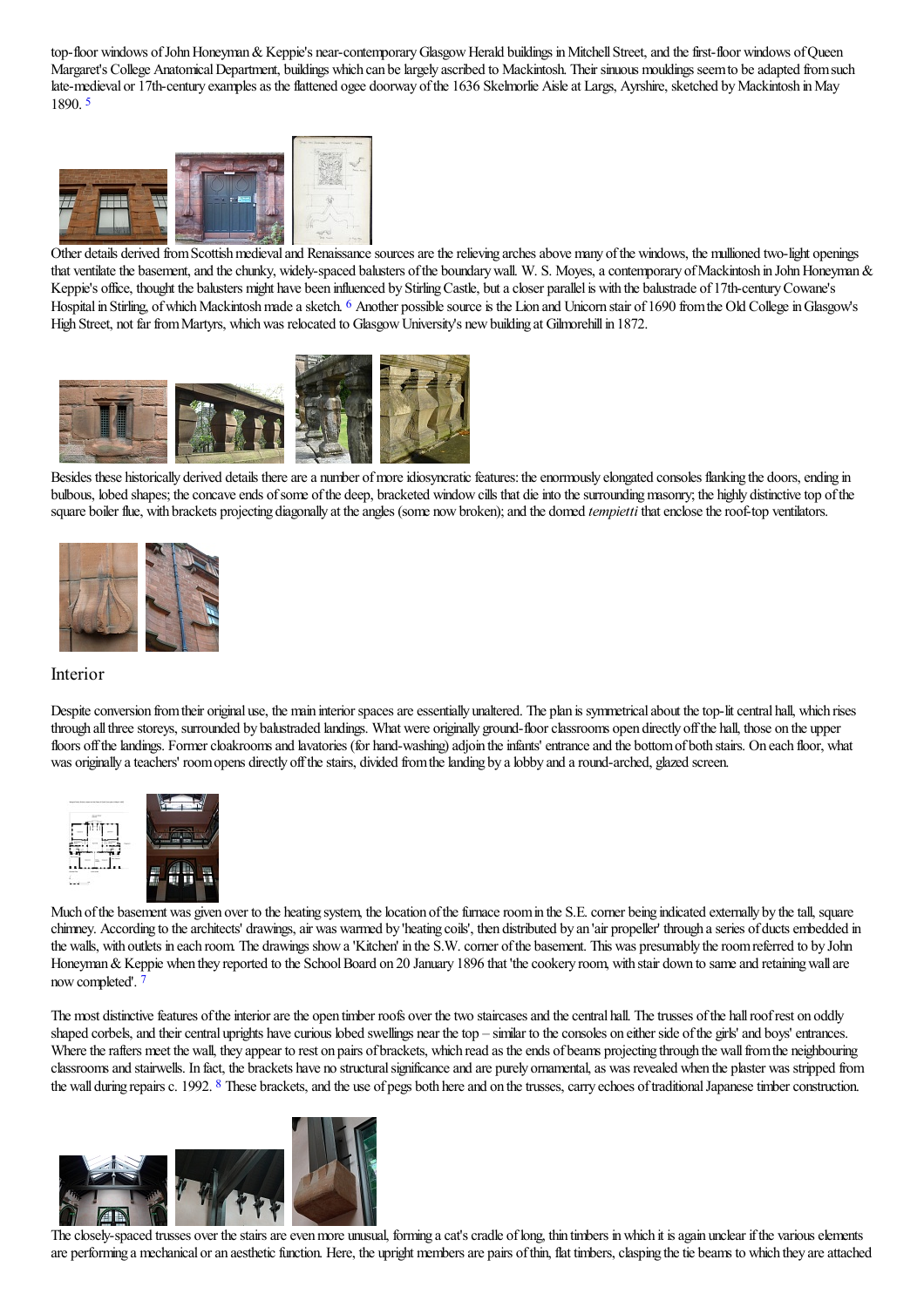top-floor windows of John Honeyman & Keppie's near-contemporary Glasgow Herald buildings in Mitchell Street, and the first-floor windows of Queen Margaret's College Anatomical Department, buildings which can be largely ascribed to Mackintosh. Their sinuous mouldings seem to be adapted from such late-medieval or 17th-century examples as the flattened ogee doorway of the 1636 Skelmorlie Aisle at Largs, Ayrshire, sketched by Mackintosh in May 1890. [5]

Other details derived from Scottish medieval and Renaissance sources are the relieving arches above many of the windows, the mullioned two-light openings that ventilate the basement, and the chunky, widely-spaced balusters of the boundary wall. W. S. Moyes, a contemporary of Mackintosh in John Honeyman & Keppie's office, thought the balusters might have been influenced by Stirling Castle, but a closer parallel is with the balustrade of 17th-century Cowane's Hospital in Stirling, of which Mackintosh made a sketch. [6] Another possible source is the Lion and Unicorn stair of 1690 from the Old College in Glasgow's High Street, not far from Martyrs, which was relocated to Glasgow University's new building at Gilmorehill in 1872.

Besides these historically derived details there are a number of more idiosyncratic features: the enormously elongated consoles flanking the doors, ending in bulbous, lobed shapes; the concave ends of some of the deep, bracketed window cills that die into the surrounding masonry; the highly distinctive top of the square boiler flue, with brackets projecting diagonally at the angles (some now broken); and the domed *tempietti* that enclose the roof-top ventilators.

## Interior

Despite conversion from their original use, the main interior spaces are essentially unaltered. The plan is symmetrical about the top-lit central hall, which rises through all three storeys, surrounded by balustraded landings. What were originally ground-floor classrooms open directly off the hall, those on the upper floors off the landings. Former cloakrooms and lavatories (for hand-washing) adjoin the infants' entrance and the bottom of both stairs. On each floor, what was originally a teachers' room opens directly off the stairs, divided from the landing by a lobby and a round-arched, glazed screen.

Much of the basement was given over to the heating system, the location of the furnace room in the S.E. corner being indicated externally by the tall, square chimney. According to the architects' drawings, air was warmed by 'heating coils', then distributed by an 'air propeller' through a series of ducts embedded in the walls, with outlets in each room. The drawings show a 'Kitchen' in the S.W. corner of the basement. This was presumably the room referred to by John Honeyman & Keppie when they reported to the School Board on 20 January 1896 that 'the cookery room, with stair down to same and retaining wall are now completed'. [7]

The most distinctive features of the interior are the open timber roofs over the two staircases and the central hall. The trusses of the hall roof rest on oddly shaped corbels, and their central uprights have curious lobed swellings near the top – similar to the consoles on either side of the girls' and boys' entrances. Where the rafters meet the wall, they appear to rest on pairs of brackets, which read as the ends of beams projecting through the wall from the neighbouring classrooms and stairwells. In fact, the brackets have no structural significance and are purely ornamental, as was revealed when the plaster was stripped from the wall during repairs c. 1992. [8] These brackets, and the use of pegs both here and on the trusses, carry echoes of traditional Japanese timber construction.

The closely-spaced trusses over the stairs are even more unusual, forming a cat's cradle of long, thin timbers in which it is again unclear if the various elements are performing a mechanical or an aesthetic function. Here, the upright members are pairs of thin, flat timbers, clasping the tie beams to which they are attached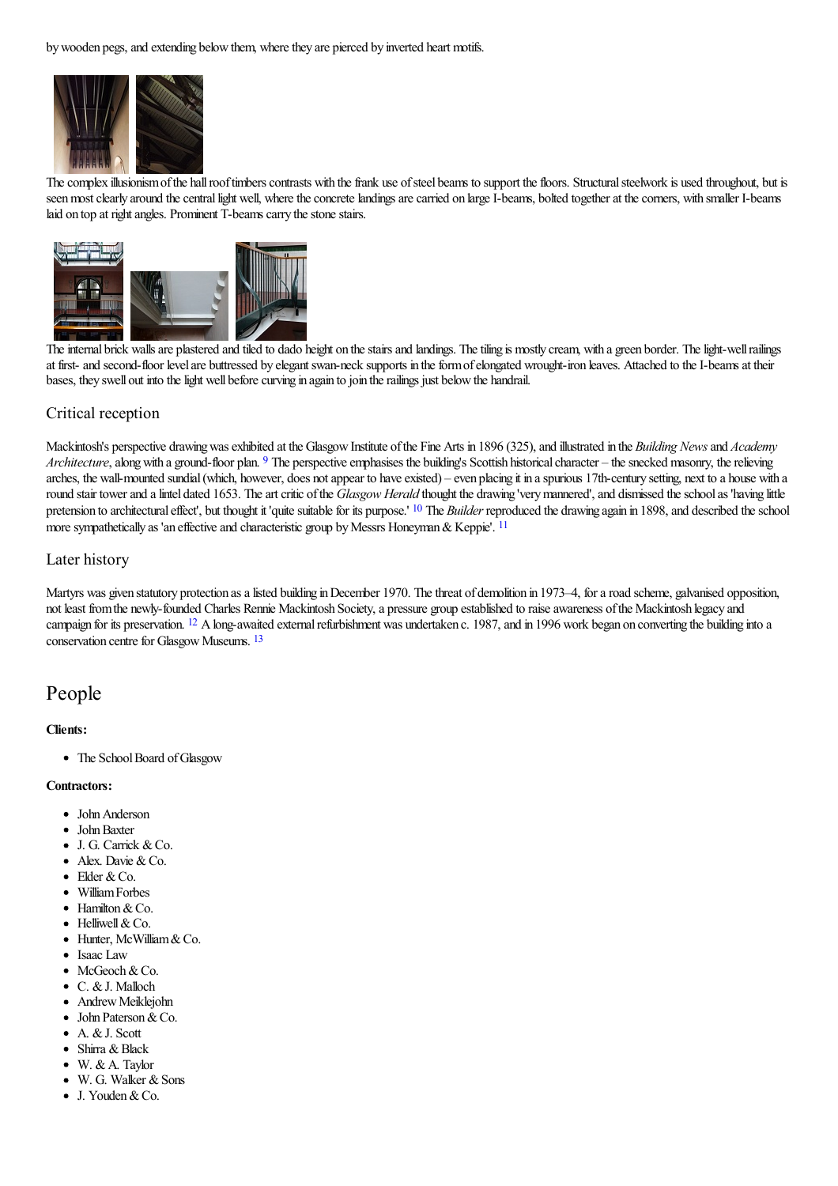by wooden pegs, and extending below them, where they are pierced by inverted heart motifs.

The complex illusionism of the hall roof timbers contrasts with the frank use of steel beams to support the floors. Structural steelwork is used throughout, but is seen most clearly around the central light well, where the concrete landings are carried on large I-beams, bolted together at the corners, with smaller I-beams laid on top at right angles. Prominent T-beams carry the stone stairs.

The internal brick walls are plastered and tiled to dado height on the stairs and landings. The tiling is mostly cream, with a green border. The light-well railings at first- and second-floor level are buttressed by elegant swan-neck supports in the form of elongated wrought-iron leaves. Attached to the I-beams at their bases, they swell out into the light well before curving in again to join the railings just below the handrail.

## Critical reception

Mackintosh's perspective drawing was exhibited at the Glasgow Institute of the Fine Arts in 1896 (325), and illustrated in the *Building News* and *Academy Architecture*, along with a ground-floor plan. [9] The perspective emphasises the building's Scottish historical character – the snecked masonry, the relieving arches, the wall-mounted sundial (which, however, does not appear to have existed) – even placing it in a spurious 17th-century setting, next to a house with a round stair tower and a lintel dated 1653. The art critic of the *Glasgow Herald* thought the drawing 'very mannered', and dismissed the school as 'having little pretension to architectural effect', but thought it 'quite suitable for its purpose.' [10] The *Builder* reproduced the drawing again in 1898, and described the school more sympathetically as 'an effective and characteristic group by Messrs Honeyman & Keppie'. [11]

## Later history

Martyrs was given statutory protection as a listed building in December 1970. The threat of demolition in 1973–4, for a road scheme, galvanised opposition, not least from the newly-founded Charles Rennie Mackintosh Society, a pressure group established to raise awareness of the Mackintosh legacy and campaign for its preservation. [12] A long-awaited external refurbishment was undertaken c. 1987, and in 1996 work began on converting the building into a conservation centre for Glasgow Museums. [13]

# People

**Clients:**

- The School Board of Glasgow

**Contractors:**

- John Anderson
- John Baxter
- J. G. Carrick & Co.
- Alex. Davie & Co.
- Elder & Co.
- William Forbes
- Hamilton & Co.
- Helliwell & Co.
- Hunter, McWilliam & Co.
- Isaac Law
- McGeoch & Co.
- C. & J. Malloch
- Andrew Meiklejohn
- John Paterson & Co.
- A. & J. Scott
- Shirra & Black
- W. & A. Taylor
- W. G. Walker & Sons
- J. Youden & Co.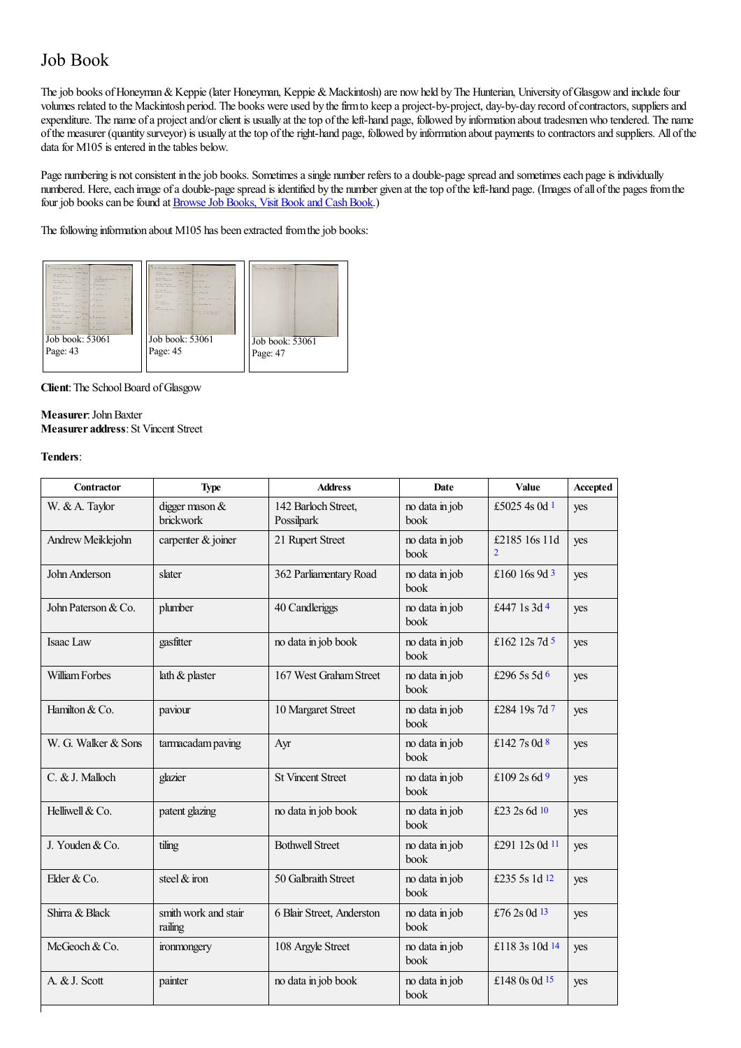# Job Book

The job books of Honeyman & Keppie (later Honeyman, Keppie & Mackintosh) are now held by The Hunterian, University of Glasgow and include four volumes related to the Mackintosh period. The books were used by the firm to keep a project-by-project, day-by-day record of contractors, suppliers and expenditure. The name of a project and/or client is usually at the top of the left-hand page, followed by information about tradesmen who tendered. The name of the measurer (quantity surveyor) is usually at the top of the right-hand page, followed by information about payments to contractors and suppliers. All of the data for M105 is entered in the tables below.

Page numbering is not consistent in the job books. Sometimes a single number refers to a double-page spread and sometimes each page is individually numbered. Here, each image of a double-page spread is identified by the number given at the top of the left-hand page. (Images of all of the pages from the four job books can be found at Browse Job Books, Visit Book and Cash Book.)

The following information about M105 has been extracted from the job books:

Job book: 53061
Page: 43

Job book: 53061
Page: 45

Job book: 53061
Page: 47

**Client**: The School Board of Glasgow

**Measurer**: John Baxter
**Measurer address**: St Vincent Street

**Tenders**:

| Contractor | Type | Address | Date | Value | Accepted |
|---|---|---|---|---|---|
| W. & A. Taylor | digger mason & brickwork | 142 Barloch Street, Possilpark | no data in job book | £5025 4s 0d [1] | yes |
| Andrew Meiklejohn | carpenter & joiner | 21 Rupert Street | no data in job book | £2185 16s 11d [2] | yes |
| John Anderson | slater | 362 Parliamentary Road | no data in job book | £160 16s 9d [3] | yes |
| John Paterson & Co. | plumber | 40 Candleriggs | no data in job book | £447 1s 3d [4] | yes |
| Isaac Law | gasfitter | no data in job book | no data in job book | £162 12s 7d [5] | yes |
| William Forbes | lath & plaster | 167 West Graham Street | no data in job book | £296 5s 5d [6] | yes |
| Hamilton & Co. | paviour | 10 Margaret Street | no data in job book | £284 19s 7d [7] | yes |
| W. G. Walker & Sons | tarmacadam paving | Ayr | no data in job book | £142 7s 0d [8] | yes |
| C. & J. Malloch | glazier | St Vincent Street | no data in job book | £109 2s 6d [9] | yes |
| Helliwell & Co. | patent glazing | no data in job book | no data in job book | £23 2s 6d [10] | yes |
| J. Youden & Co. | tiling | Bothwell Street | no data in job book | £291 12s 0d [11] | yes |
| Elder & Co. | steel & iron | 50 Galbraith Street | no data in job book | £235 5s 1d [12] | yes |
| Shirra & Black | smith work and stair railing | 6 Blair Street, Anderston | no data in job book | £76 2s 0d [13] | yes |
| McGeoch & Co. | ironmongery | 108 Argyle Street | no data in job book | £118 3s 10d [14] | yes |
| A. & J. Scott | painter | no data in job book | no data in job book | £148 0s 0d [15] | yes |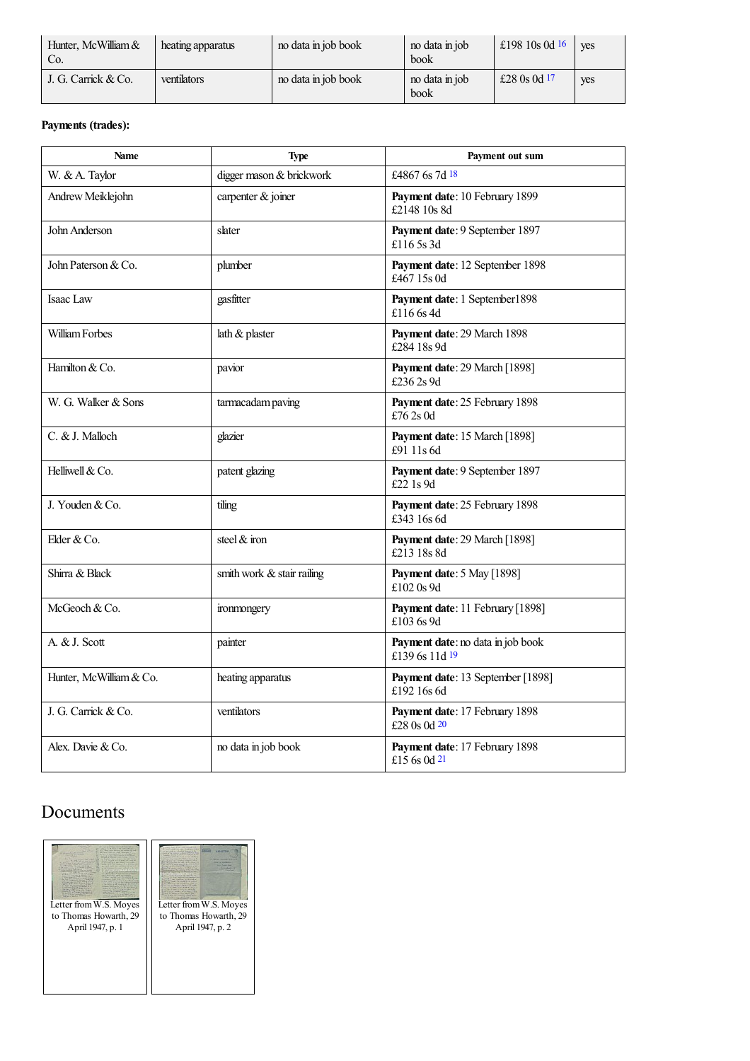| Hunter, McWilliam & Co. | heating apparatus | no data in job book | no data in job book | £198 10s 0d [16] | yes |
|---|---|---|---|---|---|
| J. G. Carrick & Co. | ventilators | no data in job book | no data in job book | £28 0s 0d [17] | yes |

**Payments (trades):**

| Name | Type | Payment out sum |
|---|---|---|
| W. & A. Taylor | digger mason & brickwork | £4867 6s 7d [18] |
| Andrew Meiklejohn | carpenter & joiner | **Payment date**: 10 February 1899 £2148 10s 8d |
| John Anderson | slater | **Payment date**: 9 September 1897 £116 5s 3d |
| John Paterson & Co. | plumber | **Payment date**: 12 September 1898 £467 15s 0d |
| Isaac Law | gasfitter | **Payment date**: 1 September1898 £116 6s 4d |
| William Forbes | lath & plaster | **Payment date**: 29 March 1898 £284 18s 9d |
| Hamilton & Co. | pavior | **Payment date**: 29 March [1898] £236 2s 9d |
| W. G. Walker & Sons | tarmacadam paving | **Payment date**: 25 February 1898 £76 2s 0d |
| C. & J. Malloch | glazier | **Payment date**: 15 March [1898] £91 11s 6d |
| Helliwell & Co. | patent glazing | **Payment date**: 9 September 1897 £22 1s 9d |
| J. Youden & Co. | tiling | **Payment date**: 25 February 1898 £343 16s 6d |
| Elder & Co. | steel & iron | **Payment date**: 29 March [1898] £213 18s 8d |
| Shirra & Black | smith work & stair railing | **Payment date**: 5 May [1898] £102 0s 9d |
| McGeoch & Co. | ironmongery | **Payment date**: 11 February [1898] £103 6s 9d |
| A. & J. Scott | painter | **Payment date**: no data in job book £139 6s 11d [19] |
| Hunter, McWilliam & Co. | heating apparatus | **Payment date**: 13 September [1898] £192 16s 6d |
| J. G. Carrick & Co. | ventilators | **Payment date**: 17 February 1898 £28 0s 0d [20] |
| Alex. Davie & Co. | no data in job book | **Payment date**: 17 February 1898 £15 6s 0d [21] |

## Documents

Letter from W.S. Moyes to Thomas Howarth, 29 April 1947, p. 1

Letter from W.S. Moyes to Thomas Howarth, 29 April 1947, p. 2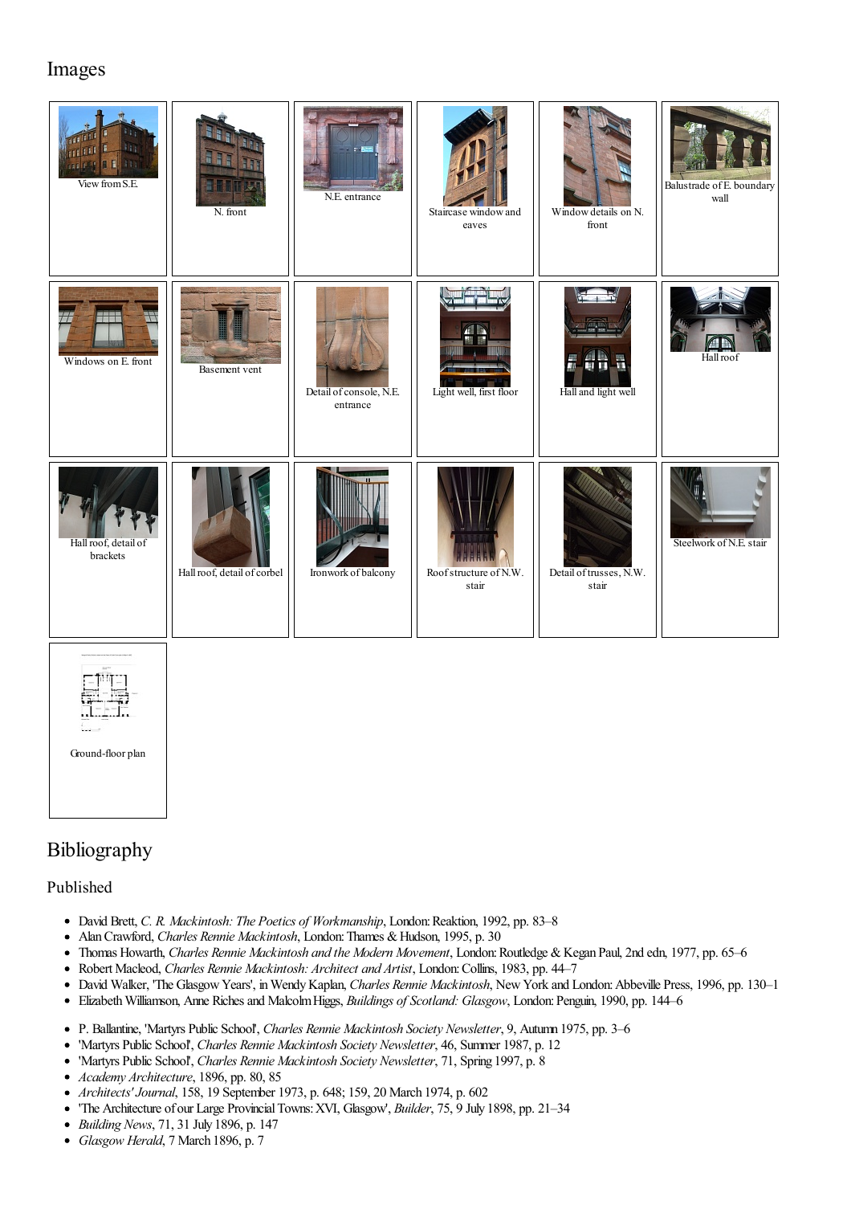## Images

View from S.E.

N. front

N.E. entrance

Staircase window and eaves

Window details on N. front

Balustrade of E. boundary wall

Windows on E. front

Basement vent

Detail of console, N.E. entrance

Light well, first floor

Hall and light well

Hall roof

Hall roof, detail of brackets

Hall roof, detail of corbel

Ironwork of balcony

Roof structure of N.W. stair

Detail of trusses, N.W. stair

Steelwork of N.E. stair

Ground-floor plan

## Bibliography

### Published

- David Brett, *C. R. Mackintosh: The Poetics of Workmanship*, London: Reaktion, 1992, pp. 83–8
- Alan Crawford, *Charles Rennie Mackintosh*, London: Thames & Hudson, 1995, p. 30
- Thomas Howarth, *Charles Rennie Mackintosh and the Modern Movement*, London: Routledge & Kegan Paul, 2nd edn, 1977, pp. 65–6
- Robert Macleod, *Charles Rennie Mackintosh: Architect and Artist*, London: Collins, 1983, pp. 44–7
- David Walker, 'The Glasgow Years', in Wendy Kaplan, *Charles Rennie Mackintosh*, New York and London: Abbeville Press, 1996, pp. 130–1
- Elizabeth Williamson, Anne Riches and Malcolm Higgs, *Buildings of Scotland: Glasgow*, London: Penguin, 1990, pp. 144–6

- P. Ballantine, 'Martyrs Public School', *Charles Rennie Mackintosh Society Newsletter*, 9, Autumn 1975, pp. 3–6
- 'Martyrs Public School', *Charles Rennie Mackintosh Society Newsletter*, 46, Summer 1987, p. 12
- 'Martyrs Public School', *Charles Rennie Mackintosh Society Newsletter*, 71, Spring 1997, p. 8
- *Academy Architecture*, 1896, pp. 80, 85
- *Architects' Journal*, 158, 19 September 1973, p. 648; 159, 20 March 1974, p. 602
- 'The Architecture of our Large Provincial Towns: XVI, Glasgow', *Builder*, 75, 9 July 1898, pp. 21–34
- *Building News*, 71, 31 July 1896, p. 147
- *Glasgow Herald*, 7 March 1896, p. 7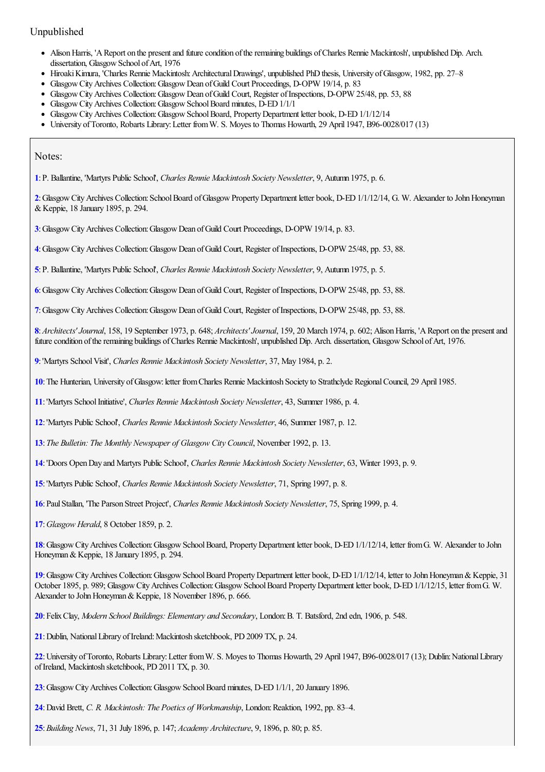## Unpublished

- Alison Harris, 'A Report on the present and future condition of the remaining buildings of Charles Rennie Mackintosh', unpublished Dip. Arch. dissertation, Glasgow School of Art, 1976
- Hiroaki Kimura, 'Charles Rennie Mackintosh: Architectural Drawings', unpublished PhD thesis, University of Glasgow, 1982, pp. 27–8
- Glasgow City Archives Collection: Glasgow Dean of Guild Court Proceedings, D-OPW 19/14, p. 83
- Glasgow City Archives Collection: Glasgow Dean of Guild Court, Register of Inspections, D-OPW 25/48, pp. 53, 88
- Glasgow City Archives Collection: Glasgow School Board minutes, D-ED 1/1/1
- Glasgow City Archives Collection: Glasgow School Board, Property Department letter book, D-ED 1/1/12/14
- University of Toronto, Robarts Library: Letter from W. S. Moyes to Thomas Howarth, 29 April 1947, B96-0028/017 (13)

## Notes:

**1**: P. Ballantine, 'Martyrs Public School', *Charles Rennie Mackintosh Society Newsletter*, 9, Autumn 1975, p. 6.

**2**: Glasgow City Archives Collection: School Board of Glasgow Property Department letter book, D-ED 1/1/12/14, G. W. Alexander to John Honeyman & Keppie, 18 January 1895, p. 294.

**3**: Glasgow City Archives Collection: Glasgow Dean of Guild Court Proceedings, D-OPW 19/14, p. 83.

**4**: Glasgow City Archives Collection: Glasgow Dean of Guild Court, Register of Inspections, D-OPW 25/48, pp. 53, 88.

**5**: P. Ballantine, 'Martyrs Public School', *Charles Rennie Mackintosh Society Newsletter*, 9, Autumn 1975, p. 5.

**6**: Glasgow City Archives Collection: Glasgow Dean of Guild Court, Register of Inspections, D-OPW 25/48, pp. 53, 88.

**7**: Glasgow City Archives Collection: Glasgow Dean of Guild Court, Register of Inspections, D-OPW 25/48, pp. 53, 88.

**8**: *Architects' Journal*, 158, 19 September 1973, p. 648; *Architects' Journal*, 159, 20 March 1974, p. 602; Alison Harris, 'A Report on the present and future condition of the remaining buildings of Charles Rennie Mackintosh', unpublished Dip. Arch. dissertation, Glasgow School of Art, 1976.

**9**: 'Martyrs School Visit', *Charles Rennie Mackintosh Society Newsletter*, 37, May 1984, p. 2.

**10**: The Hunterian, University of Glasgow: letter from Charles Rennie Mackintosh Society to Strathclyde Regional Council, 29 April 1985.

**11**: 'Martyrs School Initiative', *Charles Rennie Mackintosh Society Newsletter*, 43, Summer 1986, p. 4.

**12**: 'Martyrs Public School', *Charles Rennie Mackintosh Society Newsletter*, 46, Summer 1987, p. 12.

**13**: *The Bulletin: The Monthly Newspaper of Glasgow City Council*, November 1992, p. 13.

**14**: 'Doors Open Day and Martyrs Public School', *Charles Rennie Mackintosh Society Newsletter*, 63, Winter 1993, p. 9.

**15**: 'Martyrs Public School', *Charles Rennie Mackintosh Society Newsletter*, 71, Spring 1997, p. 8.

**16**: Paul Stallan, 'The Parson Street Project', *Charles Rennie Mackintosh Society Newsletter*, 75, Spring 1999, p. 4.

**17**: *Glasgow Herald*, 8 October 1859, p. 2.

**18**: Glasgow City Archives Collection: Glasgow School Board, Property Department letter book, D-ED 1/1/12/14, letter from G. W. Alexander to John Honeyman & Keppie, 18 January 1895, p. 294.

**19**: Glasgow City Archives Collection: Glasgow School Board Property Department letter book, D-ED 1/1/12/14, letter to John Honeyman & Keppie, 31 October 1895, p. 989; Glasgow City Archives Collection: Glasgow School Board Property Department letter book, D-ED 1/1/12/15, letter from G. W. Alexander to John Honeyman & Keppie, 18 November 1896, p. 666.

**20**: Felix Clay, *Modern School Buildings: Elementary and Secondary*, London: B. T. Batsford, 2nd edn, 1906, p. 548.

**21**: Dublin, National Library of Ireland: Mackintosh sketchbook, PD 2009 TX, p. 24.

**22**: University of Toronto, Robarts Library: Letter from W. S. Moyes to Thomas Howarth, 29 April 1947, B96-0028/017 (13); Dublin: National Library of Ireland, Mackintosh sketchbook, PD 2011 TX, p. 30.

**23**: Glasgow City Archives Collection: Glasgow School Board minutes, D-ED 1/1/1, 20 January 1896.

**24**: David Brett, *C. R. Mackintosh: The Poetics of Workmanship*, London: Reaktion, 1992, pp. 83–4.

**25**: *Building News*, 71, 31 July 1896, p. 147; *Academy Architecture*, 9, 1896, p. 80; p. 85.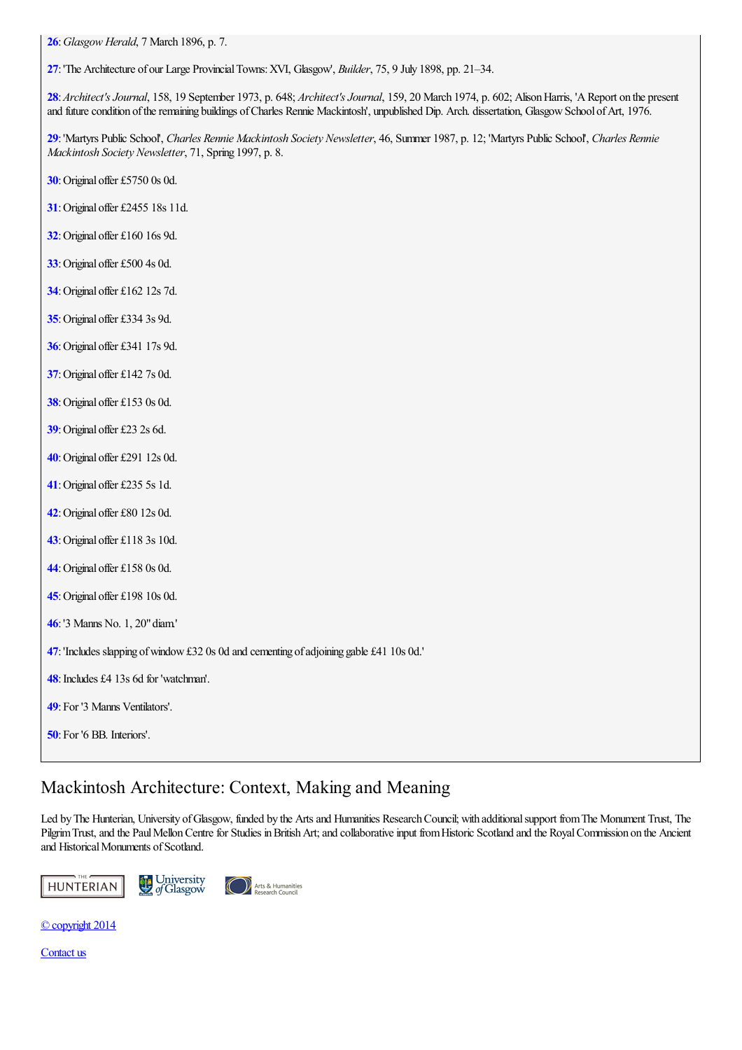**26**: *Glasgow Herald*, 7 March 1896, p. 7.

**27**: 'The Architecture of our Large Provincial Towns: XVI, Glasgow', *Builder*, 75, 9 July 1898, pp. 21–34.

**28**: *Architect's Journal*, 158, 19 September 1973, p. 648; *Architect's Journal*, 159, 20 March 1974, p. 602; Alison Harris, 'A Report on the present and future condition of the remaining buildings of Charles Rennie Mackintosh', unpublished Dip. Arch. dissertation, Glasgow School of Art, 1976.

**29**: 'Martyrs Public School', *Charles Rennie Mackintosh Society Newsletter*, 46, Summer 1987, p. 12; 'Martyrs Public School', *Charles Rennie Mackintosh Society Newsletter*, 71, Spring 1997, p. 8.

**30**: Original offer £5750 0s 0d.

**31**: Original offer £2455 18s 11d.

**32**: Original offer £160 16s 9d.

**33**: Original offer £500 4s 0d.

**34**: Original offer £162 12s 7d.

**35**: Original offer £334 3s 9d.

**36**: Original offer £341 17s 9d.

**37**: Original offer £142 7s 0d.

**38**: Original offer £153 0s 0d.

**39**: Original offer £23 2s 6d.

**40**: Original offer £291 12s 0d.

**41**: Original offer £235 5s 1d.

**42**: Original offer £80 12s 0d.

**43**: Original offer £118 3s 10d.

**44**: Original offer £158 0s 0d.

**45**: Original offer £198 10s 0d.

**46**: '3 Manns No. 1, 20" diam.'

**47**: 'Includes slapping of window £32 0s 0d and cementing of adjoining gable £41 10s 0d.'

**48**: Includes £4 13s 6d for 'watchman'.

**49**: For '3 Manns Ventilators'.

**50**: For '6 BB. Interiors'.

## Mackintosh Architecture: Context, Making and Meaning

Led by The Hunterian, University of Glasgow, funded by the Arts and Humanities Research Council; with additional support from The Monument Trust, The Pilgrim Trust, and the Paul Mellon Centre for Studies in British Art; and collaborative input from Historic Scotland and the Royal Commission on the Ancient and Historical Monuments of Scotland.

THE HUNTERIAN University of Glasgow Arts & Humanities Research Council

© copyright 2014

Contact us